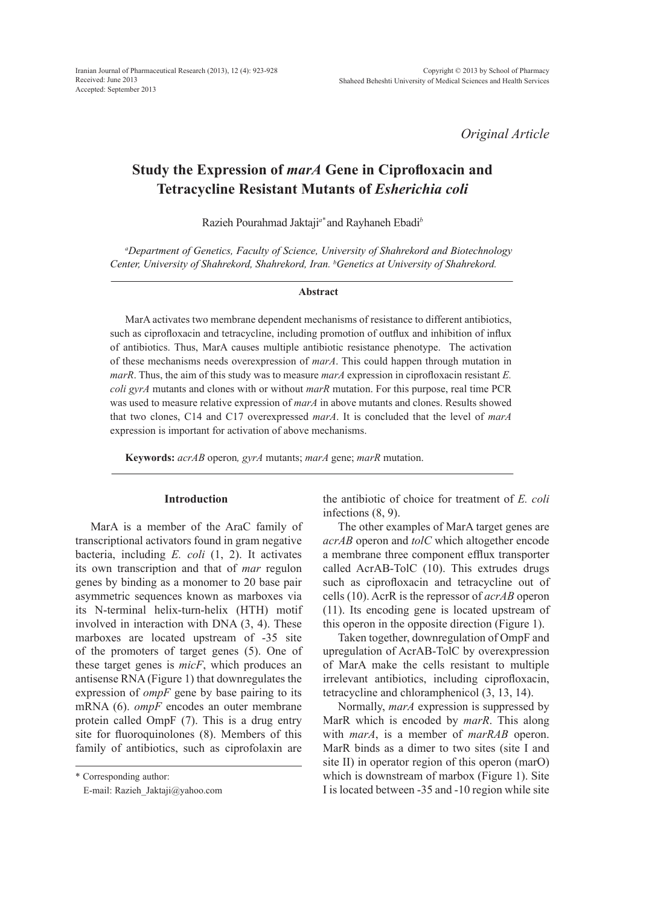*Original Article*

# Study the Expression of *marA* Gene in Ciprofloxacin and Tetracycline Resistant Mutants of *Esherichia coli*

Razieh Pourahmad Jaktaji[a*] and Rayhaneh Ebadi[b]

[a]*Department of Genetics, Faculty of Science, University of Shahrekord and Biotechnology Center, University of Shahrekord, Shahrekord, Iran.* [b]*Genetics at University of Shahrekord.*

### Abstract

MarA activates two membrane dependent mechanisms of resistance to different antibiotics, such as ciprofloxacin and tetracycline, including promotion of outflux and inhibition of influx of antibiotics. Thus, MarA causes multiple antibiotic resistance phenotype. The activation of these mechanisms needs overexpression of *marA*. This could happen through mutation in *marR*. Thus, the aim of this study was to measure *marA* expression in ciprofloxacin resistant *E. coli gyrA* mutants and clones with or without *marR* mutation. For this purpose, real time PCR was used to measure relative expression of *marA* in above mutants and clones. Results showed that two clones, C14 and C17 overexpressed *marA*. It is concluded that the level of *marA* expression is important for activation of above mechanisms.

**Keywords:** *acrAB* operon*, gyrA* mutants; *marA* gene; *marR* mutation.

## Introduction

MarA is a member of the AraC family of transcriptional activators found in gram negative bacteria, including *E. coli* (1, 2). It activates its own transcription and that of *mar* regulon genes by binding as a monomer to 20 base pair asymmetric sequences known as marboxes via its N-terminal helix-turn-helix (HTH) motif involved in interaction with DNA (3, 4). These marboxes are located upstream of -35 site of the promoters of target genes (5). One of these target genes is *micF*, which produces an antisense RNA (Figure 1) that downregulates the expression of *ompF* gene by base pairing to its mRNA (6). *ompF* encodes an outer membrane protein called OmpF (7). This is a drug entry site for fluoroquinolones (8). Members of this family of antibiotics, such as ciprofolaxin are the antibiotic of choice for treatment of *E. coli* infections (8, 9).

The other examples of MarA target genes are *acrAB* operon and *tolC* which altogether encode a membrane three component efflux transporter called AcrAB-TolC (10). This extrudes drugs such as ciprofloxacin and tetracycline out of cells (10). AcrR is the repressor of *acrAB* operon (11). Its encoding gene is located upstream of this operon in the opposite direction (Figure 1).

Taken together, downregulation of OmpF and upregulation of AcrAB-TolC by overexpression of MarA make the cells resistant to multiple irrelevant antibiotics, including ciprofloxacin, tetracycline and chloramphenicol (3, 13, 14).

Normally, *marA* expression is suppressed by MarR which is encoded by *marR*. This along with *marA*, is a member of *marRAB* operon. MarR binds as a dimer to two sites (site I and site II) in operator region of this operon (marO) which is downstream of marbox (Figure 1). Site I is located between -35 and -10 region while site

\* Corresponding author:
E-mail: Razieh_Jaktaji@yahoo.com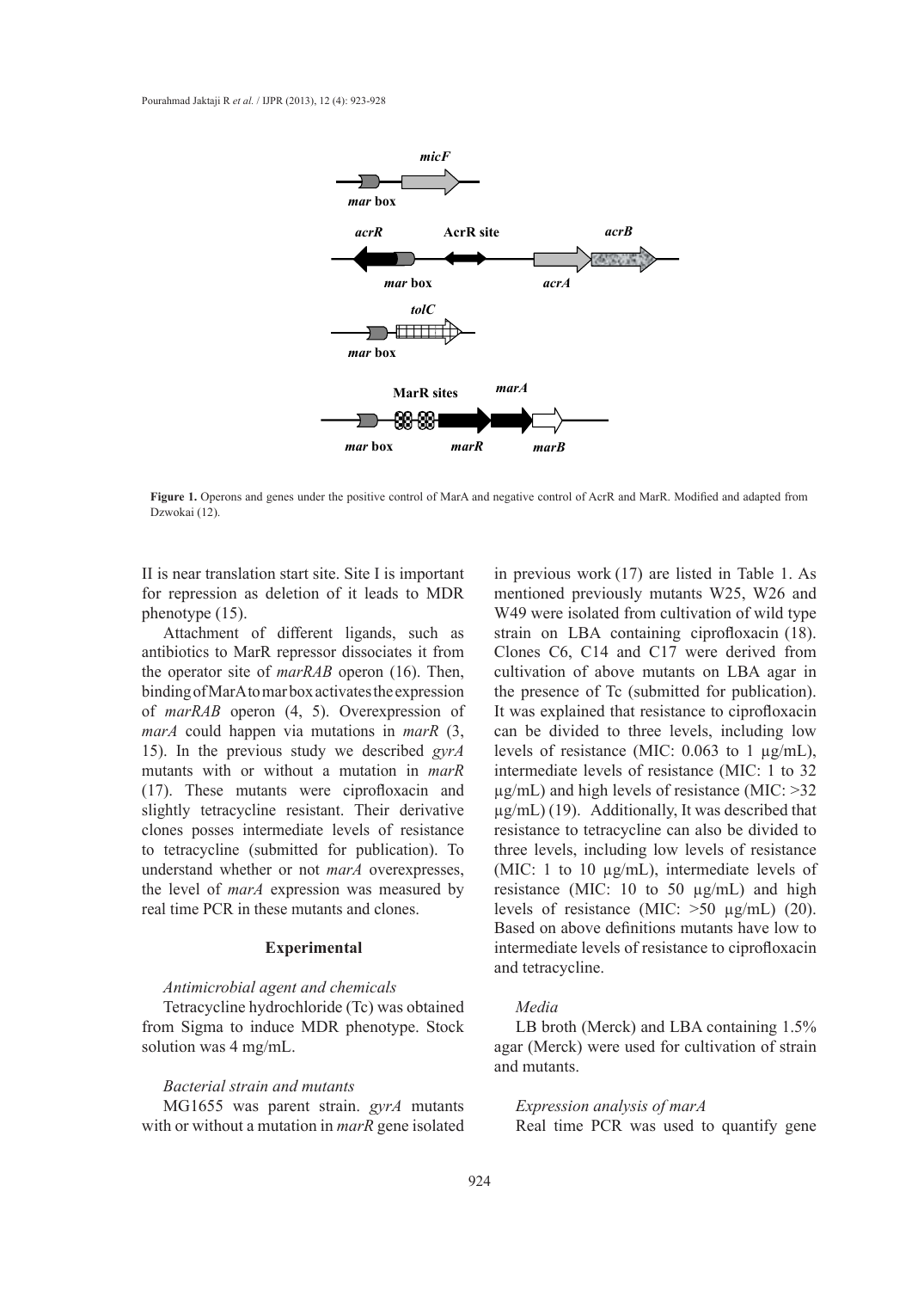**Figure 1.** Operons and genes under the positive control of MarA and negative control of AcrR and MarR. Modified and adapted from Dzwokai (12).

II is near translation start site. Site I is important for repression as deletion of it leads to MDR phenotype (15).

Attachment of different ligands, such as antibiotics to MarR repressor dissociates it from the operator site of *marRAB* operon (16). Then, binding of MarA to mar box activates the expression of *marRAB* operon (4, 5). Overexpression of *marA* could happen via mutations in *marR* (3, 15). In the previous study we described *gyrA* mutants with or without a mutation in *marR* (17). These mutants were ciprofloxacin and slightly tetracycline resistant. Their derivative clones posses intermediate levels of resistance to tetracycline (submitted for publication). To understand whether or not *marA* overexpresses, the level of *marA* expression was measured by real time PCR in these mutants and clones.

## Experimental

### *Antimicrobial agent and chemicals*

Tetracycline hydrochloride (Tc) was obtained from Sigma to induce MDR phenotype. Stock solution was 4 mg/mL.

### *Bacterial strain and mutants*

MG1655 was parent strain. *gyrA* mutants with or without a mutation in *marR* gene isolated in previous work (17) are listed in Table 1. As mentioned previously mutants W25, W26 and W49 were isolated from cultivation of wild type strain on LBA containing ciprofloxacin (18). Clones C6, C14 and C17 were derived from cultivation of above mutants on LBA agar in the presence of Tc (submitted for publication). It was explained that resistance to ciprofloxacin can be divided to three levels, including low levels of resistance (MIC: 0.063 to 1 µg/mL), intermediate levels of resistance (MIC: 1 to 32 µg/mL) and high levels of resistance (MIC: >32 µg/mL) (19). Additionally, It was described that resistance to tetracycline can also be divided to three levels, including low levels of resistance (MIC: 1 to 10 µg/mL), intermediate levels of resistance (MIC: 10 to 50 µg/mL) and high levels of resistance (MIC: >50 µg/mL) (20). Based on above definitions mutants have low to intermediate levels of resistance to ciprofloxacin and tetracycline.

### *Media*

LB broth (Merck) and LBA containing 1.5% agar (Merck) were used for cultivation of strain and mutants.

### *Expression analysis of marA*

Real time PCR was used to quantify gene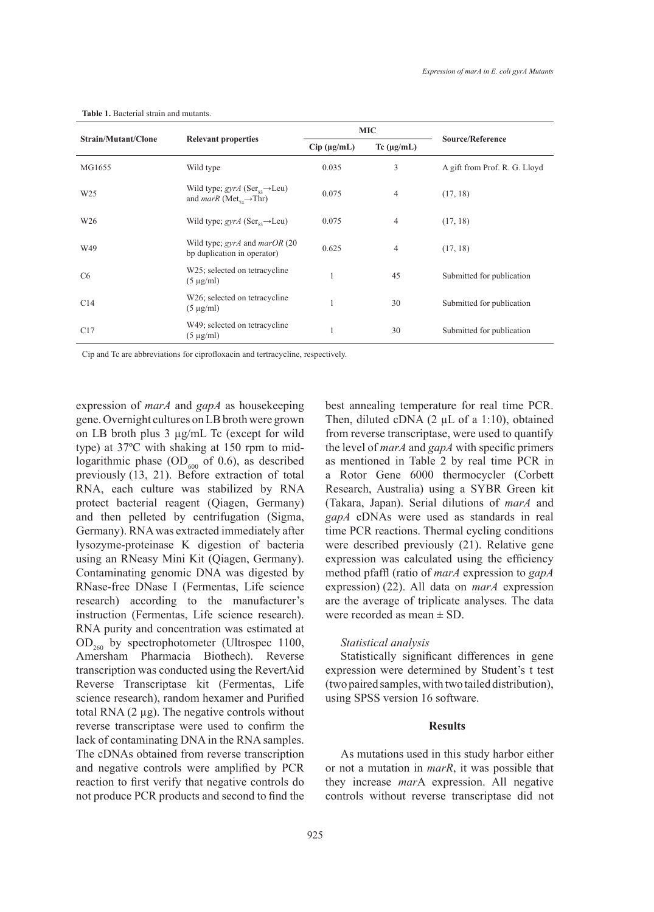**Table 1.** Bacterial strain and mutants.

| Strain/Mutant/Clone | Relevant properties | MIC | | Source/Reference |
|---|---|---|---|---|
| | | Cip (µg/mL) | Tc (µg/mL) | |
| MG1655 | Wild type | 0.035 | 3 | A gift from Prof. R. G. Lloyd |
| W25 | Wild type; *gyrA* ($Ser_{83}$→Leu) and *marR* ($Met_{74}$→Thr) | 0.075 | 4 | (17, 18) |
| W26 | Wild type; *gyrA* ($Ser_{83}$→Leu) | 0.075 | 4 | (17, 18) |
| W49 | Wild type; *gyrA* and *marOR* (20 bp duplication in operator) | 0.625 | 4 | (17, 18) |
| C6 | W25; selected on tetracycline (5 µg/ml) | 1 | 45 | Submitted for publication |
| C14 | W26; selected on tetracycline (5 µg/ml) | 1 | 30 | Submitted for publication |
| C17 | W49; selected on tetracycline (5 µg/ml) | 1 | 30 | Submitted for publication |

Cip and Tc are abbreviations for ciprofloxacin and tertracycline, respectively.

expression of *marA* and *gapA* as housekeeping gene. Overnight cultures on LB broth were grown on LB broth plus 3 µg/mL Tc (except for wild type) at 37ºC with shaking at 150 rpm to mid-logarithmic phase ($OD_{600}$ of 0.6), as described previously (13, 21). Before extraction of total RNA, each culture was stabilized by RNA protect bacterial reagent (Qiagen, Germany) and then pelleted by centrifugation (Sigma, Germany). RNA was extracted immediately after lysozyme-proteinase K digestion of bacteria using an RNeasy Mini Kit (Qiagen, Germany). Contaminating genomic DNA was digested by RNase-free DNase I (Fermentas, Life science research) according to the manufacturer's instruction (Fermentas, Life science research). RNA purity and concentration was estimated at $OD_{260}$ by spectrophotometer (Ultrospec 1100, Amersham Pharmacia Biothech). Reverse transcription was conducted using the RevertAid Reverse Transcriptase kit (Fermentas, Life science research), random hexamer and Purified total RNA (2 µg). The negative controls without reverse transcriptase were used to confirm the lack of contaminating DNA in the RNA samples. The cDNAs obtained from reverse transcription and negative controls were amplified by PCR reaction to first verify that negative controls do not produce PCR products and second to find the best annealing temperature for real time PCR. Then, diluted cDNA (2 µL of a 1:10), obtained from reverse transcriptase, were used to quantify the level of *marA* and *gapA* with specific primers as mentioned in Table 2 by real time PCR in a Rotor Gene 6000 thermocycler (Corbett Research, Australia) using a SYBR Green kit (Takara, Japan). Serial dilutions of *marA* and *gapA* cDNAs were used as standards in real time PCR reactions. Thermal cycling conditions were described previously (21). Relative gene expression was calculated using the efficiency method pfaffl (ratio of *marA* expression to *gapA* expression) (22). All data on *marA* expression are the average of triplicate analyses. The data were recorded as mean ± SD.

### *Statistical analysis*

Statistically significant differences in gene expression were determined by Student's t test (two paired samples, with two tailed distribution), using SPSS version 16 software.

## Results

As mutations used in this study harbor either or not a mutation in *marR*, it was possible that they increase *mar*A expression. All negative controls without reverse transcriptase did not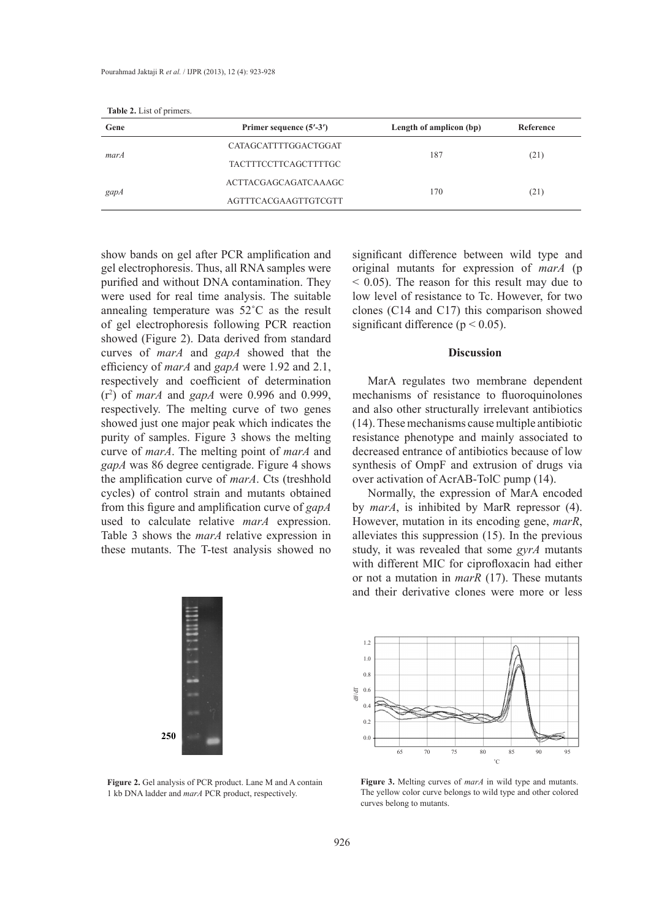**Table 2.** List of primers.

| Gene | Primer sequence (5′-3′) | Length of amplicon (bp) | Reference |
|---|---|---|---|
| *marA* | CATAGCATTTTGGACTGGAT | 187 | (21) |
| | TACTTTCCTTCAGCTTTTGC | | |
| *gapA* | ACTTACGAGCAGATCAAAGC | 170 | (21) |
| | AGTTTCACGAAGTTGTCGTT | | |

show bands on gel after PCR amplification and gel electrophoresis. Thus, all RNA samples were purified and without DNA contamination. They were used for real time analysis. The suitable annealing temperature was 52˚C as the result of gel electrophoresis following PCR reaction showed (Figure 2). Data derived from standard curves of *marA* and *gapA* showed that the efficiency of *marA* and *gapA* were 1.92 and 2.1, respectively and coefficient of determination ($r^2$) of *marA* and *gapA* were 0.996 and 0.999, respectively. The melting curve of two genes showed just one major peak which indicates the purity of samples. Figure 3 shows the melting curve of *marA*. The melting point of *marA* and *gapA* was 86 degree centigrade. Figure 4 shows the amplification curve of *marA*. Cts (treshhold cycles) of control strain and mutants obtained from this figure and amplification curve of *gapA* used to calculate relative *marA* expression. Table 3 shows the *marA* relative expression in these mutants. The T-test analysis showed no significant difference between wild type and original mutants for expression of *marA* ($p < 0.05$). The reason for this result may due to low level of resistance to Tc. However, for two clones (C14 and C17) this comparison showed significant difference ($p < 0.05$).

**Figure 2.** Gel analysis of PCR product. Lane M and A contain 1 kb DNA ladder and *marA* PCR product, respectively.

**Figure 3.** Melting curves of *marA* in wild type and mutants. The yellow color curve belongs to wild type and other colored curves belong to mutants.

## Discussion

MarA regulates two membrane dependent mechanisms of resistance to fluoroquinolones and also other structurally irrelevant antibiotics (14). These mechanisms cause multiple antibiotic resistance phenotype and mainly associated to decreased entrance of antibiotics because of low synthesis of OmpF and extrusion of drugs via over activation of AcrAB-TolC pump (14).

Normally, the expression of MarA encoded by *marA*, is inhibited by MarR repressor (4). However, mutation in its encoding gene, *marR*, alleviates this suppression (15). In the previous study, it was revealed that some *gyrA* mutants with different MIC for ciprofloxacin had either or not a mutation in *marR* (17). These mutants and their derivative clones were more or less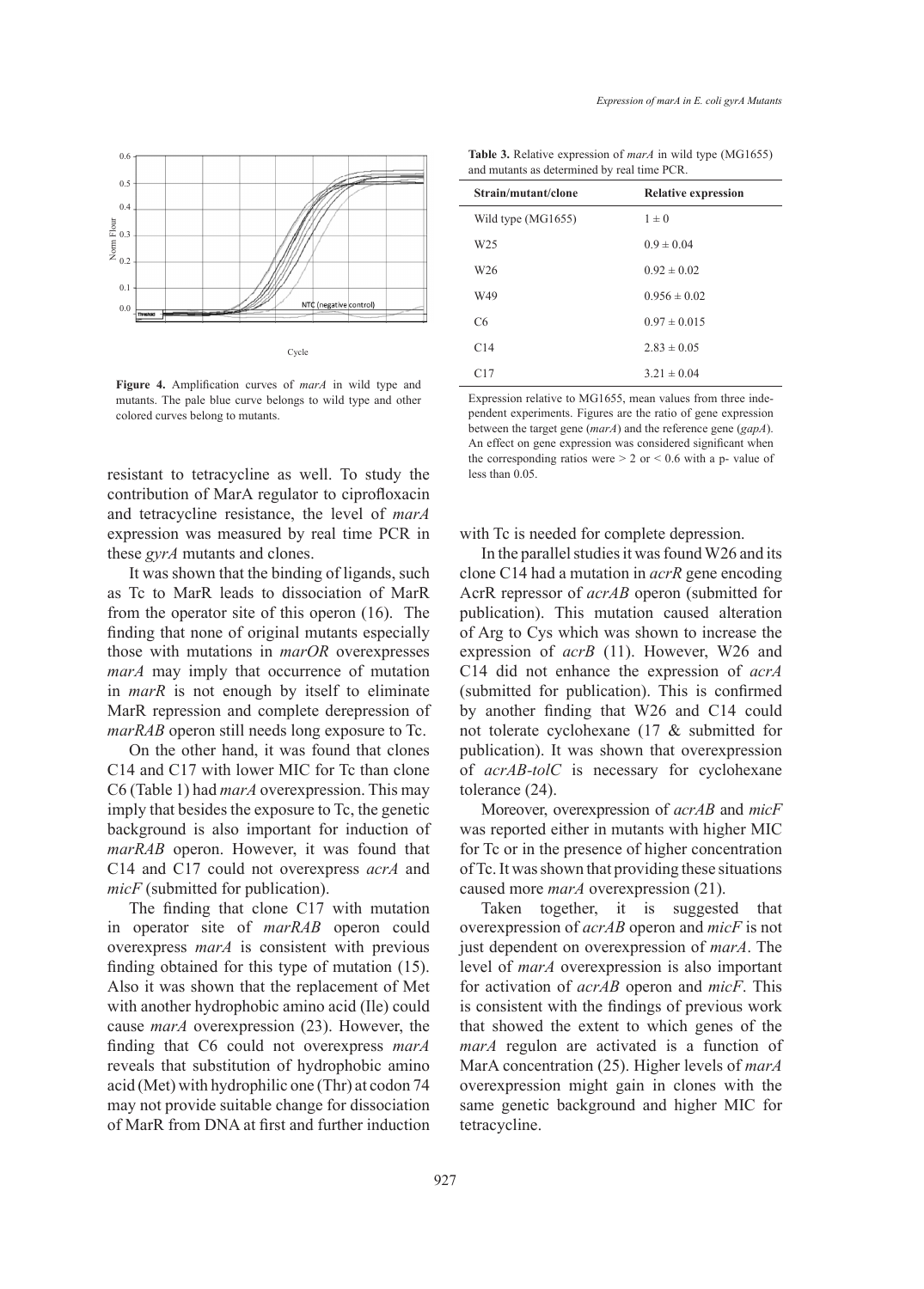**Figure 4.** Amplification curves of *marA* in wild type and mutants. The pale blue curve belongs to wild type and other colored curves belong to mutants.

**Table 3.** Relative expression of *marA* in wild type (MG1655) and mutants as determined by real time PCR.

| Strain/mutant/clone | Relative expression |
|---|---|
| Wild type (MG1655) | $1 \pm 0$ |
| W25 | $0.9 \pm 0.04$ |
| W26 | $0.92 \pm 0.02$ |
| W49 | $0.956 \pm 0.02$ |
| C6 | $0.97 \pm 0.015$ |
| C14 | $2.83 \pm 0.05$ |
| C17 | $3.21 \pm 0.04$ |

Expression relative to MG1655, mean values from three independent experiments. Figures are the ratio of gene expression between the target gene (*marA*) and the reference gene (*gapA*). An effect on gene expression was considered significant when the corresponding ratios were $> 2$ or $< 0.6$ with a p- value of less than 0.05.

resistant to tetracycline as well. To study the contribution of MarA regulator to ciprofloxacin and tetracycline resistance, the level of *marA* expression was measured by real time PCR in these *gyrA* mutants and clones.

It was shown that the binding of ligands, such as Tc to MarR leads to dissociation of MarR from the operator site of this operon (16). The finding that none of original mutants especially those with mutations in *marOR* overexpresses *marA* may imply that occurrence of mutation in *marR* is not enough by itself to eliminate MarR repression and complete derepression of *marRAB* operon still needs long exposure to Tc.

On the other hand, it was found that clones C14 and C17 with lower MIC for Tc than clone C6 (Table 1) had *marA* overexpression. This may imply that besides the exposure to Tc, the genetic background is also important for induction of *marRAB* operon. However, it was found that C14 and C17 could not overexpress *acrA* and *micF* (submitted for publication).

The finding that clone C17 with mutation in operator site of *marRAB* operon could overexpress *marA* is consistent with previous finding obtained for this type of mutation (15). Also it was shown that the replacement of Met with another hydrophobic amino acid (Ile) could cause *marA* overexpression (23). However, the finding that C6 could not overexpress *marA* reveals that substitution of hydrophobic amino acid (Met) with hydrophilic one (Thr) at codon 74 may not provide suitable change for dissociation of MarR from DNA at first and further induction with Tc is needed for complete depression.

In the parallel studies it was found W26 and its clone C14 had a mutation in *acrR* gene encoding AcrR repressor of *acrAB* operon (submitted for publication). This mutation caused alteration of Arg to Cys which was shown to increase the expression of *acrB* (11). However, W26 and C14 did not enhance the expression of *acrA* (submitted for publication). This is confirmed by another finding that W26 and C14 could not tolerate cyclohexane (17 & submitted for publication). It was shown that overexpression of *acrAB-tolC* is necessary for cyclohexane tolerance (24).

Moreover, overexpression of *acrAB* and *micF* was reported either in mutants with higher MIC for Tc or in the presence of higher concentration of Tc. It was shown that providing these situations caused more *marA* overexpression (21).

Taken together, it is suggested that overexpression of *acrAB* operon and *micF* is not just dependent on overexpression of *marA*. The level of *marA* overexpression is also important for activation of *acrAB* operon and *micF*. This is consistent with the findings of previous work that showed the extent to which genes of the *marA* regulon are activated is a function of MarA concentration (25). Higher levels of *marA* overexpression might gain in clones with the same genetic background and higher MIC for tetracycline.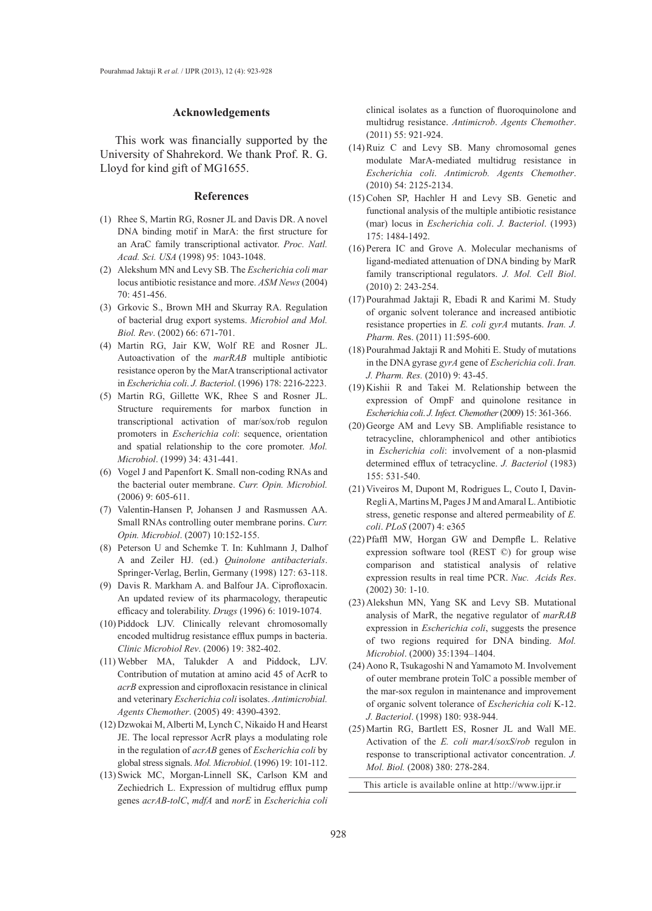## Acknowledgements

This work was financially supported by the University of Shahrekord. We thank Prof. R. G. Lloyd for kind gift of MG1655.

## References

(1) Rhee S, Martin RG, Rosner JL and Davis DR. A novel DNA binding motif in MarA: the first structure for an AraC family transcriptional activator. *Proc. Natl. Acad. Sci. USA* (1998) 95: 1043-1048.

(2) Alekshum MN and Levy SB. The *Escherichia coli mar* locus antibiotic resistance and more. *ASM News* (2004) 70: 451-456.

(3) Grkovic S., Brown MH and Skurray RA. Regulation of bacterial drug export systems. *Microbiol and Mol. Biol. Rev*. (2002) 66: 671-701.

(4) Martin RG, Jair KW, Wolf RE and Rosner JL. Autoactivation of the *marRAB* multiple antibiotic resistance operon by the MarA transcriptional activator in *Escherichia coli*. *J. Bacteriol*. (1996) 178: 2216-2223.

(5) Martin RG, Gillette WK, Rhee S and Rosner JL. Structure requirements for marbox function in transcriptional activation of mar/sox/rob regulon promoters in *Escherichia coli*: sequence, orientation and spatial relationship to the core promoter. *Mol. Microbiol*. (1999) 34: 431-441.

(6) Vogel J and Papenfort K. Small non-coding RNAs and the bacterial outer membrane. *Curr. Opin. Microbiol.* (2006) 9: 605-611.

(7) Valentin-Hansen P, Johansen J and Rasmussen AA. Small RNAs controlling outer membrane porins. *Curr. Opin. Microbiol*. (2007) 10:152-155.

(8) Peterson U and Schemke T. In: Kuhlmann J, Dalhof A and Zeiler HJ. (ed.) *Quinolone antibacterials*. Springer-Verlag, Berlin, Germany (1998) 127: 63-118.

(9) Davis R. Markham A. and Balfour JA. Ciprofloxacin. An updated review of its pharmacology, therapeutic efficacy and tolerability. *Drugs* (1996) 6: 1019-1074.

(10) Piddock LJV. Clinically relevant chromosomally encoded multidrug resistance efflux pumps in bacteria. *Clinic Microbiol Rev*. (2006) 19: 382-402.

(11) Webber MA, Talukder A and Piddock, LJV. Contribution of mutation at amino acid 45 of AcrR to *acrB* expression and ciprofloxacin resistance in clinical and veterinary *Escherichia coli* isolates. *Antimicrobial. Agents Chemother*. (2005) 49: 4390-4392.

(12) Dzwokai M, Alberti M, Lynch C, Nikaido H and Hearst JE. The local repressor AcrR plays a modulating role in the regulation of *acrAB* genes of *Escherichia coli* by global stress signals. *Mol. Microbiol*. (1996) 19: 101-112.

(13) Swick MC, Morgan-Linnell SK, Carlson KM and Zechiedrich L. Expression of multidrug efflux pump genes *acrAB-tolC*, *mdfA* and *norE* in *Escherichia coli* clinical isolates as a function of fluoroquinolone and multidrug resistance. *Antimicrob. Agents Chemother*. (2011) 55: 921-924.

(14) Ruiz C and Levy SB. Many chromosomal genes modulate MarA-mediated multidrug resistance in *Escherichia coli*. *Antimicrob. Agents Chemother*. (2010) 54: 2125-2134.

(15) Cohen SP, Hachler H and Levy SB. Genetic and functional analysis of the multiple antibiotic resistance (mar) locus in *Escherichia coli*. *J. Bacteriol*. (1993) 175: 1484-1492.

(16) Perera IC and Grove A. Molecular mechanisms of ligand-mediated attenuation of DNA binding by MarR family transcriptional regulators. *J. Mol. Cell Biol*. (2010) 2: 243-254.

(17) Pourahmad Jaktaji R, Ebadi R and Karimi M. Study of organic solvent tolerance and increased antibiotic resistance properties in *E. coli gyrA* mutants. *Iran. J. Pharm. Re*s. (2011) 11:595-600.

(18) Pourahmad Jaktaji R and Mohiti E. Study of mutations in the DNA gyrase *gyrA* gene of *Escherichia coli*. *Iran. J. Pharm. Res.* (2010) 9: 43-45.

(19) Kishii R and Takei M. Relationship between the expression of OmpF and quinolone resitance in *Escherichia coli*. *J. Infect. Chemother* (2009) 15: 361-366.

(20) George AM and Levy SB. Amplifiable resistance to tetracycline, chloramphenicol and other antibiotics in *Escherichia coli*: involvement of a non-plasmid determined efflux of tetracycline. *J. Bacteriol* (1983) 155: 531-540.

(21) Viveiros M, Dupont M, Rodrigues L, Couto I, Davin-Regli A, Martins M, Pages J M and Amaral L. Antibiotic stress, genetic response and altered permeability of *E. coli*. *PLoS* (2007) 4: e365

(22) Pfaffl MW, Horgan GW and Dempfle L. Relative expression software tool (REST ©) for group wise comparison and statistical analysis of relative expression results in real time PCR. *Nuc. Acids Res*. (2002) 30: 1-10.

(23) Alekshun MN, Yang SK and Levy SB. Mutational analysis of MarR, the negative regulator of *marRAB* expression in *Escherichia coli*, suggests the presence of two regions required for DNA binding. *Mol. Microbiol*. (2000) 35:1394–1404.

(24) Aono R, Tsukagoshi N and Yamamoto M. Involvement of outer membrane protein TolC a possible member of the mar-sox regulon in maintenance and improvement of organic solvent tolerance of *Escherichia coli* K-12. *J. Bacteriol*. (1998) 180: 938-944.

(25) Martin RG, Bartlett ES, Rosner JL and Wall ME. Activation of the *E. coli marA*/*soxS*/*rob* regulon in response to transcriptional activator concentration. *J. Mol. Biol.* (2008) 380: 278-284.

This article is available online at http://www.ijpr.ir